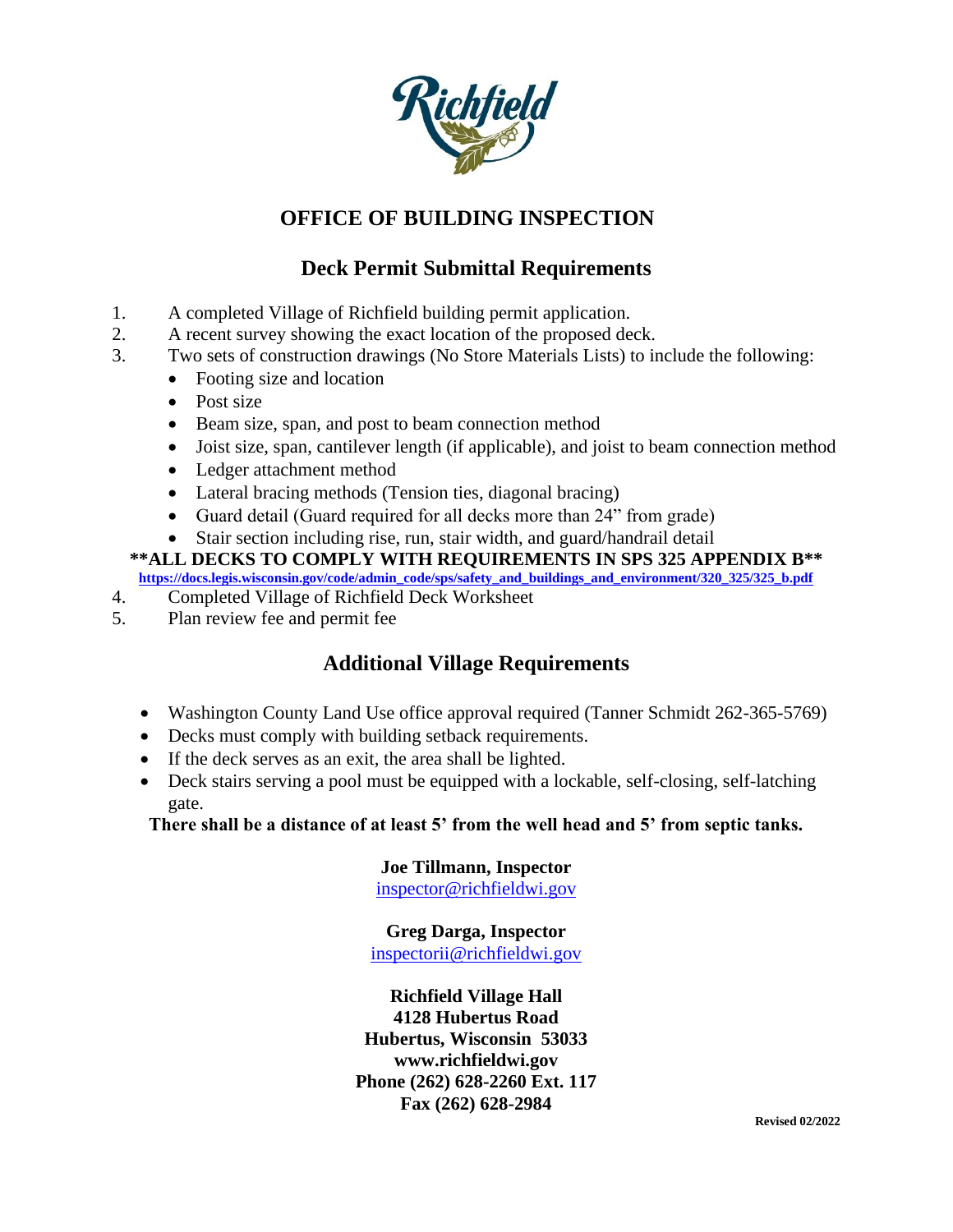# OFFICE OF BUILDING INSPECTION

## Deck Permit Submittal Requirements

1. A completed Village of Richfield building permit application.
2. A recent survey showing the exact location of the proposed deck.
3. Two sets of construction drawings (No Store Materials Lists) to include the following:
   - Footing size and location
   - Post size
   - Beam size, span, and post to beam connection method
   - Joist size, span, cantilever length (if applicable), and joist to beam connection method
   - Ledger attachment method
   - Lateral bracing methods (Tension ties, diagonal bracing)
   - Guard detail (Guard required for all decks more than 24" from grade)
   - Stair section including rise, run, stair width, and guard/handrail detail

**\*\*ALL DECKS TO COMPLY WITH REQUIREMENTS IN SPS 325 APPENDIX B\*\***

**https://docs.legis.wisconsin.gov/code/admin_code/sps/safety_and_buildings_and_environment/320_325/325_b.pdf**

4. Completed Village of Richfield Deck Worksheet
5. Plan review fee and permit fee

## Additional Village Requirements

- Washington County Land Use office approval required (Tanner Schmidt 262-365-5769)
- Decks must comply with building setback requirements.
- If the deck serves as an exit, the area shall be lighted.
- Deck stairs serving a pool must be equipped with a lockable, self-closing, self-latching gate.

**There shall be a distance of at least 5' from the well head and 5' from septic tanks.**

**Joe Tillmann, Inspector**
inspector@richfieldwi.gov

**Greg Darga, Inspector**
inspectorii@richfieldwi.gov

**Richfield Village Hall**
**4128 Hubertus Road**
**Hubertus, Wisconsin 53033**
**www.richfieldwi.gov**
**Phone (262) 628-2260 Ext. 117**
**Fax (262) 628-2984**

**Revised 02/2022**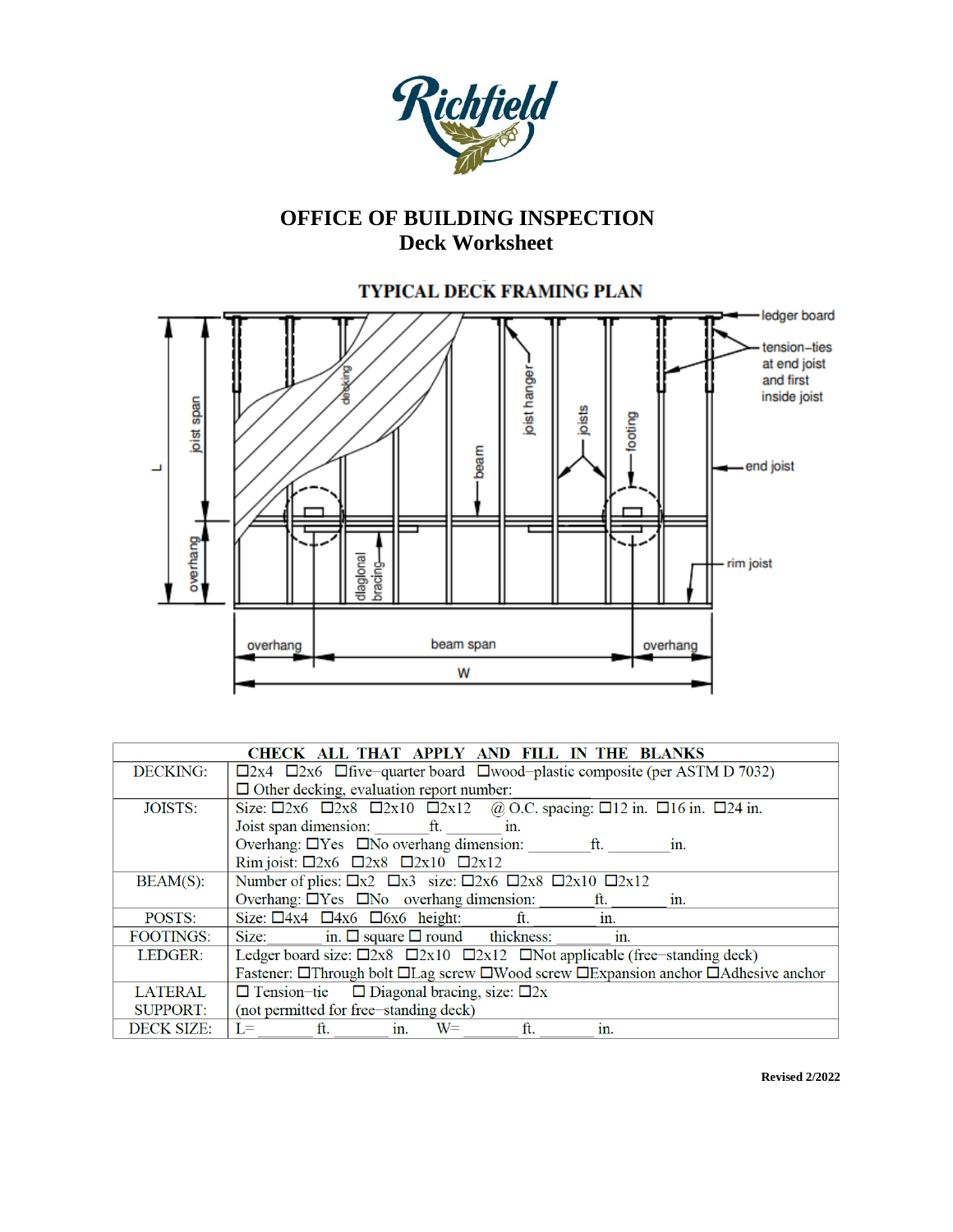Richfield

# OFFICE OF BUILDING INSPECTION
## Deck Worksheet

### TYPICAL DECK FRAMING PLAN

ledger board
tension–ties at end joist and first inside joist
end joist
rim joist
joist span
overhang
L
decking
beam
joist hanger
joists
footing
diagonal bracing
overhang
beam span
overhang
W

| CHECK ALL THAT APPLY AND FILL IN THE BLANKS | |
|---|---|
| DECKING: | ☐2x4 ☐2x6 ☐five–quarter board ☐wood–plastic composite (per ASTM D 7032)<br>☐ Other decking, evaluation report number: ________ |
| JOISTS: | Size: ☐2x6 ☐2x8 ☐2x10 ☐2x12 @ O.C. spacing: ☐12 in. ☐16 in. ☐24 in.<br>Joist span dimension: _______ ft. _______ in.<br>Overhang: ☐Yes ☐No overhang dimension: ________ ft. ________ in.<br>Rim joist: ☐2x6 ☐2x8 ☐2x10 ☐2x12 |
| BEAM(S): | Number of plies: ☐x2 ☐x3 size: ☐2x6 ☐2x8 ☐2x10 ☐2x12<br>Overhang: ☐Yes ☐No overhang dimension: _______ ft. _______ in. |
| POSTS: | Size: ☐4x4 ☐4x6 ☐6x6 height: _______ ft. _______ in. |
| FOOTINGS: | Size: _______ in. ☐ square ☐ round thickness: _______ in. |
| LEDGER: | Ledger board size: ☐2x8 ☐2x10 ☐2x12 ☐Not applicable (free–standing deck)<br>Fastener: ☐Through bolt ☐Lag screw ☐Wood screw ☐Expansion anchor ☐Adhesive anchor |
| LATERAL SUPPORT: | ☐ Tension–tie ☐ Diagonal bracing, size: ☐2x<br>(not permitted for free–standing deck) |
| DECK SIZE: | L= _______ ft. _______ in. W= _______ ft. _______ in. |

Revised 2/2022